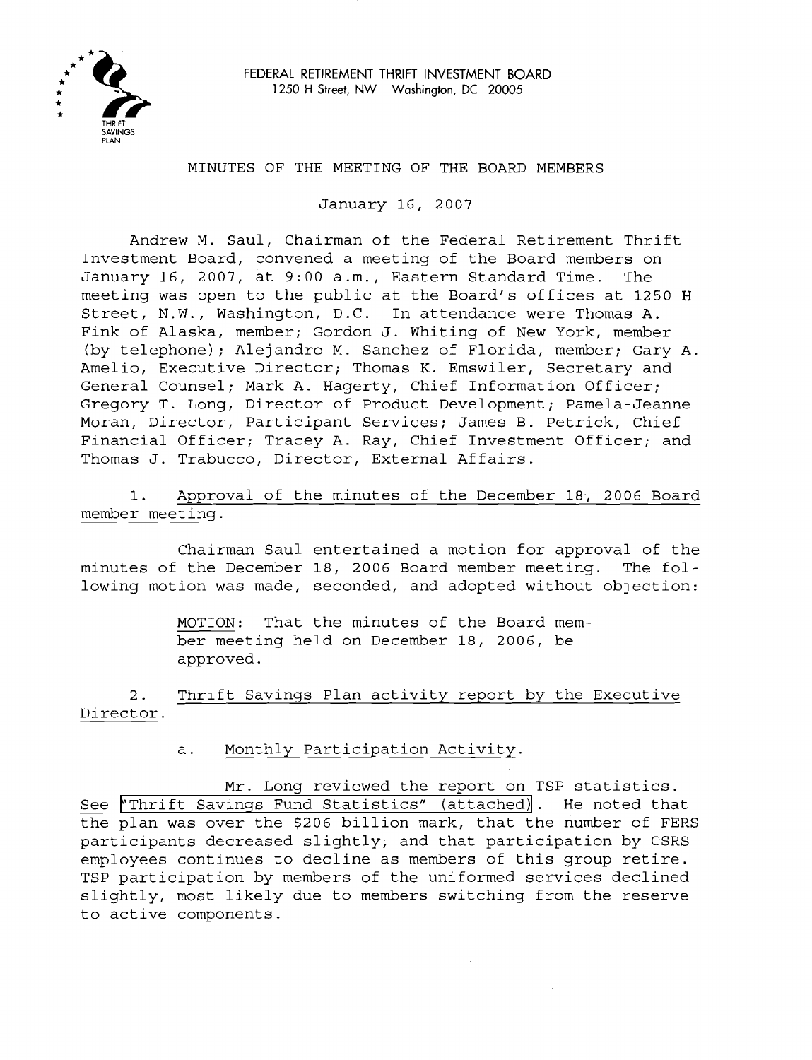FEDERAL RETIREMENT THRIFT INVESTMENT BOARD
1250 H Street, NW Washington, DC 20005

# MINUTES OF THE MEETING OF THE BOARD MEMBERS

January 16, 2007

Andrew M. Saul, Chairman of the Federal Retirement Thrift Investment Board, convened a meeting of the Board members on January 16, 2007, at 9:00 a.m., Eastern Standard Time. The meeting was open to the public at the Board's offices at 1250 H Street, N.W., Washington, D.C. In attendance were Thomas A. Fink of Alaska, member; Gordon J. Whiting of New York, member (by telephone); Alejandro M. Sanchez of Florida, member; Gary A. Amelio, Executive Director; Thomas K. Emswiler, Secretary and General Counsel; Mark A. Hagerty, Chief Information Officer; Gregory T. Long, Director of Product Development; Pamela-Jeanne Moran, Director, Participant Services; James B. Petrick, Chief Financial Officer; Tracey A. Ray, Chief Investment Officer; and Thomas J. Trabucco, Director, External Affairs.

1. Approval of the minutes of the December 18, 2006 Board member meeting.

Chairman Saul entertained a motion for approval of the minutes of the December 18, 2006 Board member meeting. The following motion was made, seconded, and adopted without objection:

> MOTION: That the minutes of the Board member meeting held on December 18, 2006, be approved.

2. Thrift Savings Plan activity report by the Executive Director.

a. Monthly Participation Activity.

Mr. Long reviewed the report on TSP statistics. See "Thrift Savings Fund Statistics" (attached). He noted that the plan was over the $206 billion mark, that the number of FERS participants decreased slightly, and that participation by CSRS employees continues to decline as members of this group retire. TSP participation by members of the uniformed services declined slightly, most likely due to members switching from the reserve to active components.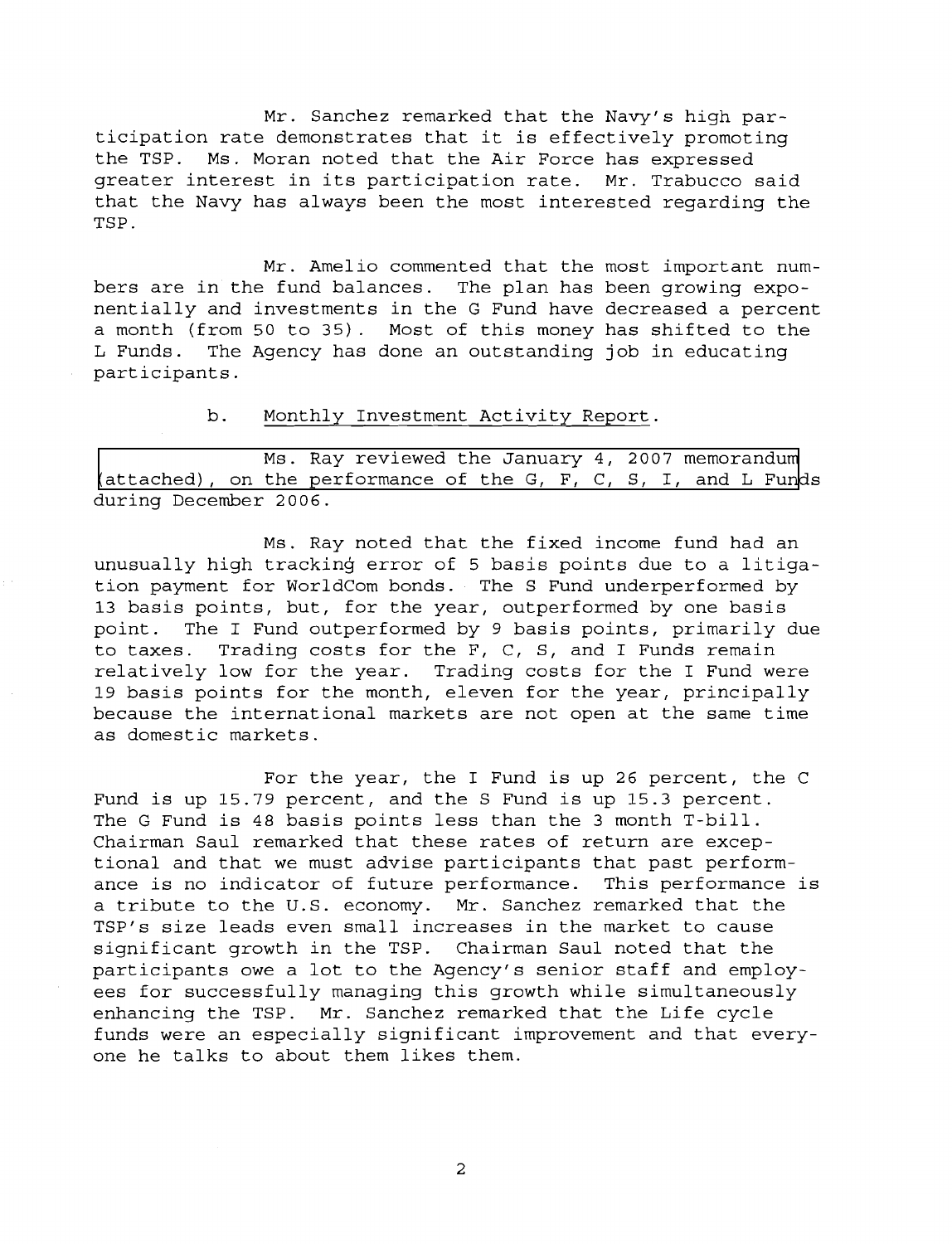Mr. Sanchez remarked that the Navy's high participation rate demonstrates that it is effectively promoting the TSP. Ms. Moran noted that the Air Force has expressed greater interest in its participation rate. Mr. Trabucco said that the Navy has always been the most interested regarding the TSP.

Mr. Amelio commented that the most important numbers are in the fund balances. The plan has been growing exponentially and investments in the G Fund have decreased a percent a month (from 50 to 35). Most of this money has shifted to the L Funds. The Agency has done an outstanding job in educating participants.

b. Monthly Investment Activity Report.

Ms. Ray reviewed the January 4, 2007 memorandum (attached), on the performance of the G, F, C, S, I, and L Funds during December 2006.

Ms. Ray noted that the fixed income fund had an unusually high tracking error of 5 basis points due to a litigation payment for WorldCom bonds. The S Fund underperformed by 13 basis points, but, for the year, outperformed by one basis point. The I Fund outperformed by 9 basis points, primarily due to taxes. Trading costs for the F, C, S, and I Funds remain relatively low for the year. Trading costs for the I Fund were 19 basis points for the month, eleven for the year, principally because the international markets are not open at the same time as domestic markets.

For the year, the I Fund is up 26 percent, the C Fund is up 15.79 percent, and the S Fund is up 15.3 percent. The G Fund is 48 basis points less than the 3 month T-bill. Chairman Saul remarked that these rates of return are exceptional and that we must advise participants that past performance is no indicator of future performance. This performance is a tribute to the U.S. economy. Mr. Sanchez remarked that the TSP's size leads even small increases in the market to cause significant growth in the TSP. Chairman Saul noted that the participants owe a lot to the Agency's senior staff and employees for successfully managing this growth while simultaneously enhancing the TSP. Mr. Sanchez remarked that the Life cycle funds were an especially significant improvement and that everyone he talks to about them likes them.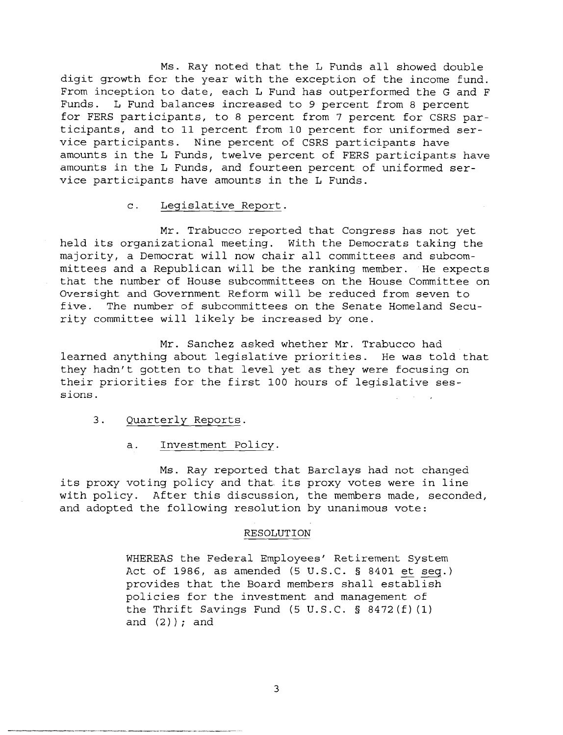Ms. Ray noted that the L Funds all showed double digit growth for the year with the exception of the income fund. From inception to date, each L Fund has outperformed the G and F Funds. L Fund balances increased to 9 percent from 8 percent for FERS participants, to 8 percent from 7 percent for CSRS participants, and to 11 percent from 10 percent for uniformed service participants. Nine percent of CSRS participants have amounts in the L Funds, twelve percent of FERS participants have amounts in the L Funds, and fourteen percent of uniformed service participants have amounts in the L Funds.

c. Legislative Report.

Mr. Trabucco reported that Congress has not yet held its organizational meeting. With the Democrats taking the majority, a Democrat will now chair all committees and subcommittees and a Republican will be the ranking member. He expects that the number of House subcommittees on the House Committee on Oversight and Government Reform will be reduced from seven to five. The number of subcommittees on the Senate Homeland Security committee will likely be increased by one.

Mr. Sanchez asked whether Mr. Trabucco had learned anything about legislative priorities. He was told that they hadn't gotten to that level yet as they were focusing on their priorities for the first 100 hours of legislative sessions.

3. Quarterly Reports.

a. Investment Policy.

Ms. Ray reported that Barclays had not changed its proxy voting policy and that its proxy votes were in line with policy. After this discussion, the members made, seconded, and adopted the following resolution by unanimous vote:

RESOLUTION

WHEREAS the Federal Employees' Retirement System Act of 1986, as amended (5 U.S.C. § 8401 et seq.) provides that the Board members shall establish policies for the investment and management of the Thrift Savings Fund (5 U.S.C. § 8472(f)(1) and (2)); and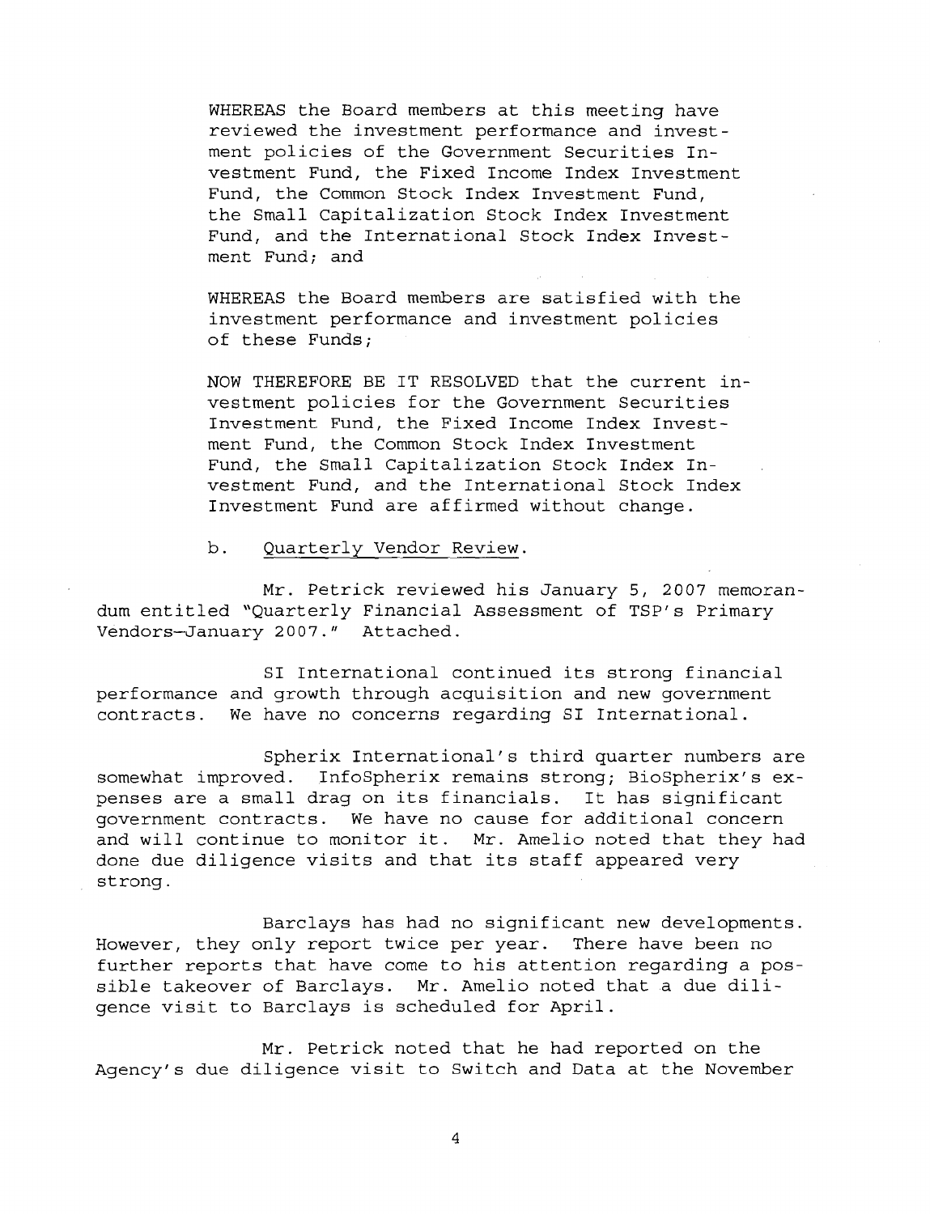WHEREAS the Board members at this meeting have reviewed the investment performance and investment policies of the Government Securities Investment Fund, the Fixed Income Index Investment Fund, the Common Stock Index Investment Fund, the Small Capitalization Stock Index Investment Fund, and the International Stock Index Investment Fund; and

WHEREAS the Board members are satisfied with the investment performance and investment policies of these Funds;

NOW THEREFORE BE IT RESOLVED that the current investment policies for the Government Securities Investment Fund, the Fixed Income Index Investment Fund, the Common Stock Index Investment Fund, the Small Capitalization Stock Index Investment Fund, and the International Stock Index Investment Fund are affirmed without change.

b. Quarterly Vendor Review.

Mr. Petrick reviewed his January 5, 2007 memorandum entitled "Quarterly Financial Assessment of TSP's Primary Vendors—January 2007." Attached.

SI International continued its strong financial performance and growth through acquisition and new government contracts. We have no concerns regarding SI International.

Spherix International's third quarter numbers are somewhat improved. InfoSpherix remains strong; BioSpherix's expenses are a small drag on its financials. It has significant government contracts. We have no cause for additional concern and will continue to monitor it. Mr. Amelio noted that they had done due diligence visits and that its staff appeared very strong.

Barclays has had no significant new developments. However, they only report twice per year. There have been no further reports that have come to his attention regarding a possible takeover of Barclays. Mr. Amelio noted that a due diligence visit to Barclays is scheduled for April.

Mr. Petrick noted that he had reported on the Agency's due diligence visit to Switch and Data at the November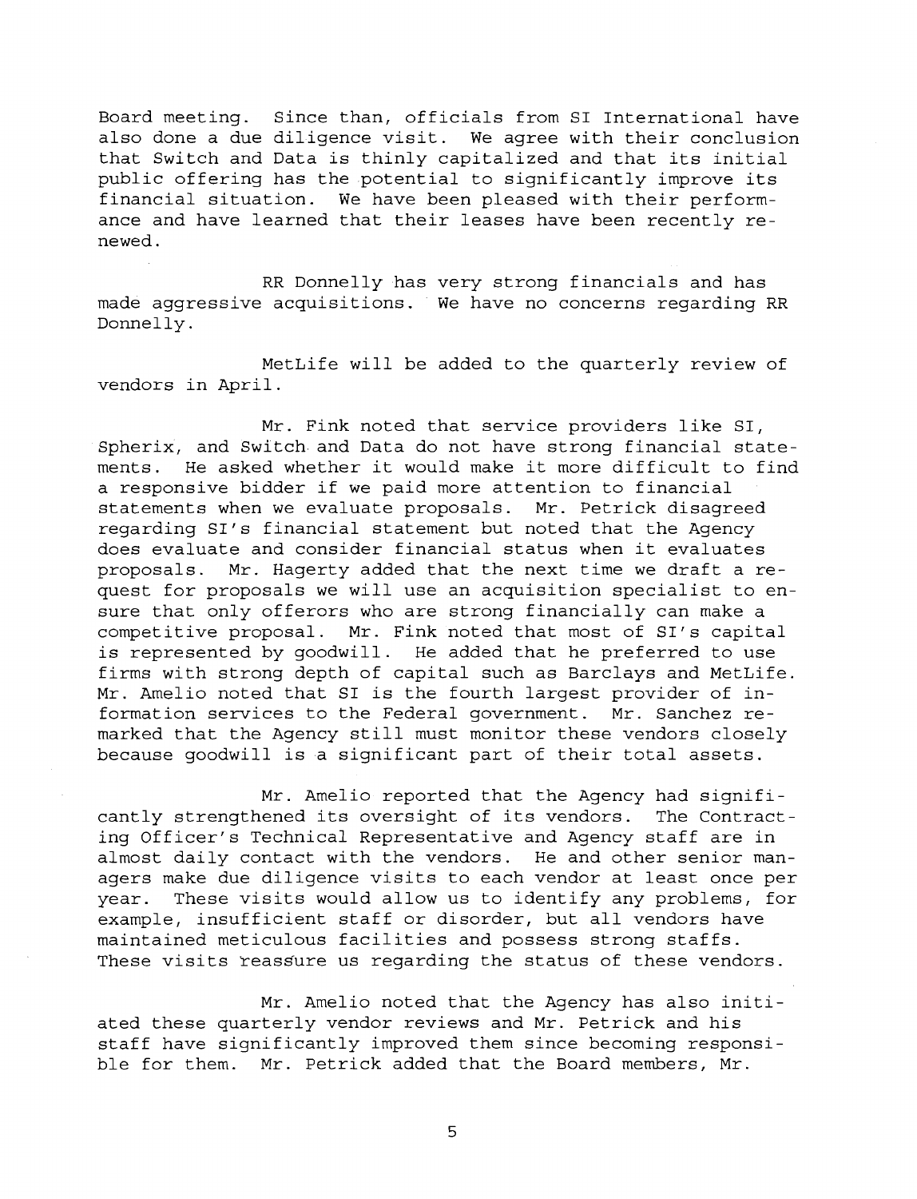Board meeting. Since than, officials from SI International have also done a due diligence visit. We agree with their conclusion that Switch and Data is thinly capitalized and that its initial public offering has the potential to significantly improve its financial situation. We have been pleased with their performance and have learned that their leases have been recently renewed.

RR Donnelly has very strong financials and has made aggressive acquisitions. We have no concerns regarding RR Donnelly.

MetLife will be added to the quarterly review of vendors in April.

Mr. Fink noted that service providers like SI, Spherix, and Switch and Data do not have strong financial statements. He asked whether it would make it more difficult to find a responsive bidder if we paid more attention to financial statements when we evaluate proposals. Mr. Petrick disagreed regarding SI's financial statement but noted that the Agency does evaluate and consider financial status when it evaluates proposals. Mr. Hagerty added that the next time we draft a request for proposals we will use an acquisition specialist to ensure that only offerors who are strong financially can make a competitive proposal. Mr. Fink noted that most of SI's capital is represented by goodwill. He added that he preferred to use firms with strong depth of capital such as Barclays and MetLife. Mr. Amelio noted that SI is the fourth largest provider of information services to the Federal government. Mr. Sanchez remarked that the Agency still must monitor these vendors closely because goodwill is a significant part of their total assets.

Mr. Amelio reported that the Agency had significantly strengthened its oversight of its vendors. The Contracting Officer's Technical Representative and Agency staff are in almost daily contact with the vendors. He and other senior managers make due diligence visits to each vendor at least once per year. These visits would allow us to identify any problems, for example, insufficient staff or disorder, but all vendors have maintained meticulous facilities and possess strong staffs. These visits reassure us regarding the status of these vendors.

Mr. Amelio noted that the Agency has also initiated these quarterly vendor reviews and Mr. Petrick and his staff have significantly improved them since becoming responsible for them. Mr. Petrick added that the Board members, Mr.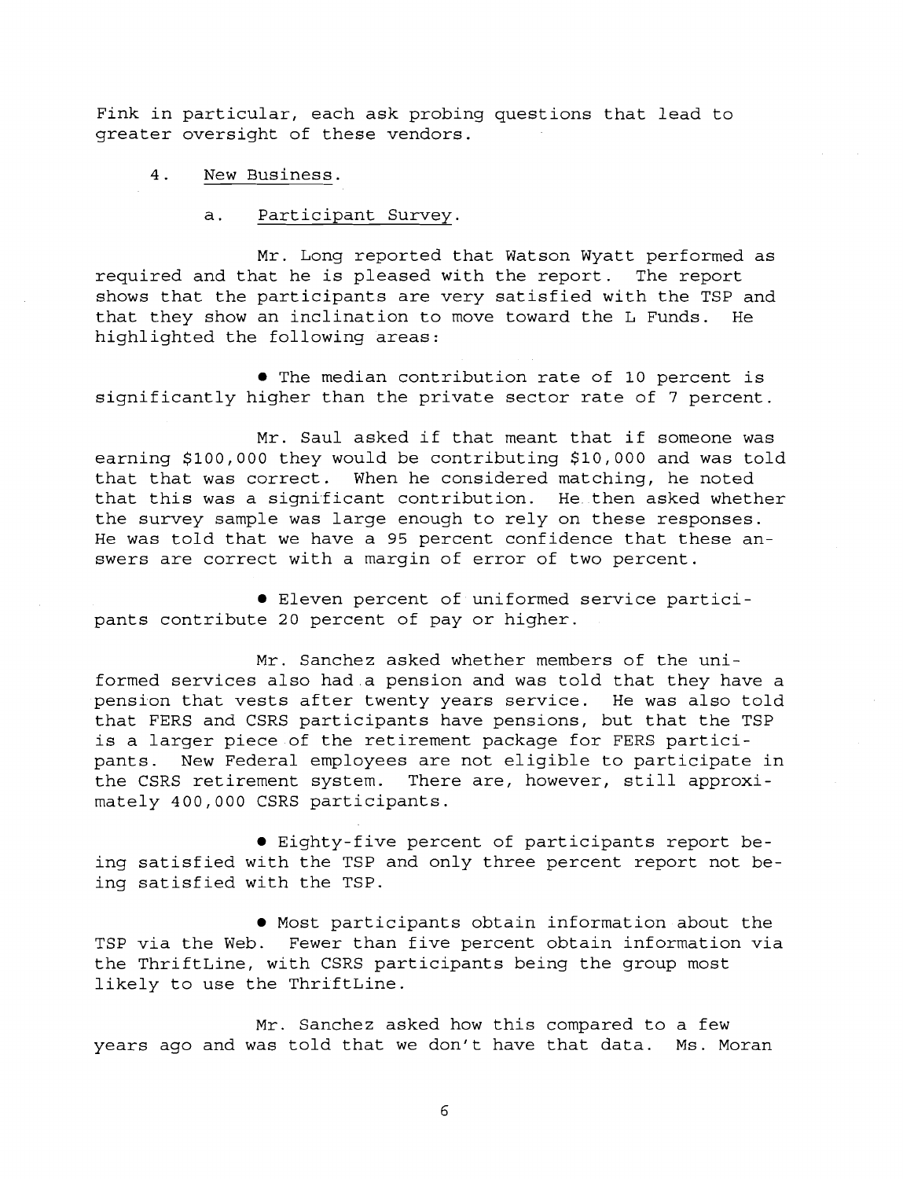Fink in particular, each ask probing questions that lead to greater oversight of these vendors.

4. New Business.

a. Participant Survey.

Mr. Long reported that Watson Wyatt performed as required and that he is pleased with the report. The report shows that the participants are very satisfied with the TSP and that they show an inclination to move toward the L Funds. He highlighted the following areas:

- The median contribution rate of 10 percent is significantly higher than the private sector rate of 7 percent.

Mr. Saul asked if that meant that if someone was earning $100,000 they would be contributing $10,000 and was told that that was correct. When he considered matching, he noted that this was a significant contribution. He then asked whether the survey sample was large enough to rely on these responses. He was told that we have a 95 percent confidence that these answers are correct with a margin of error of two percent.

- Eleven percent of uniformed service participants contribute 20 percent of pay or higher.

Mr. Sanchez asked whether members of the uniformed services also had a pension and was told that they have a pension that vests after twenty years service. He was also told that FERS and CSRS participants have pensions, but that the TSP is a larger piece of the retirement package for FERS participants. New Federal employees are not eligible to participate in the CSRS retirement system. There are, however, still approximately 400,000 CSRS participants.

- Eighty-five percent of participants report being satisfied with the TSP and only three percent report not being satisfied with the TSP.

- Most participants obtain information about the TSP via the Web. Fewer than five percent obtain information via the ThriftLine, with CSRS participants being the group most likely to use the ThriftLine.

Mr. Sanchez asked how this compared to a few years ago and was told that we don't have that data. Ms. Moran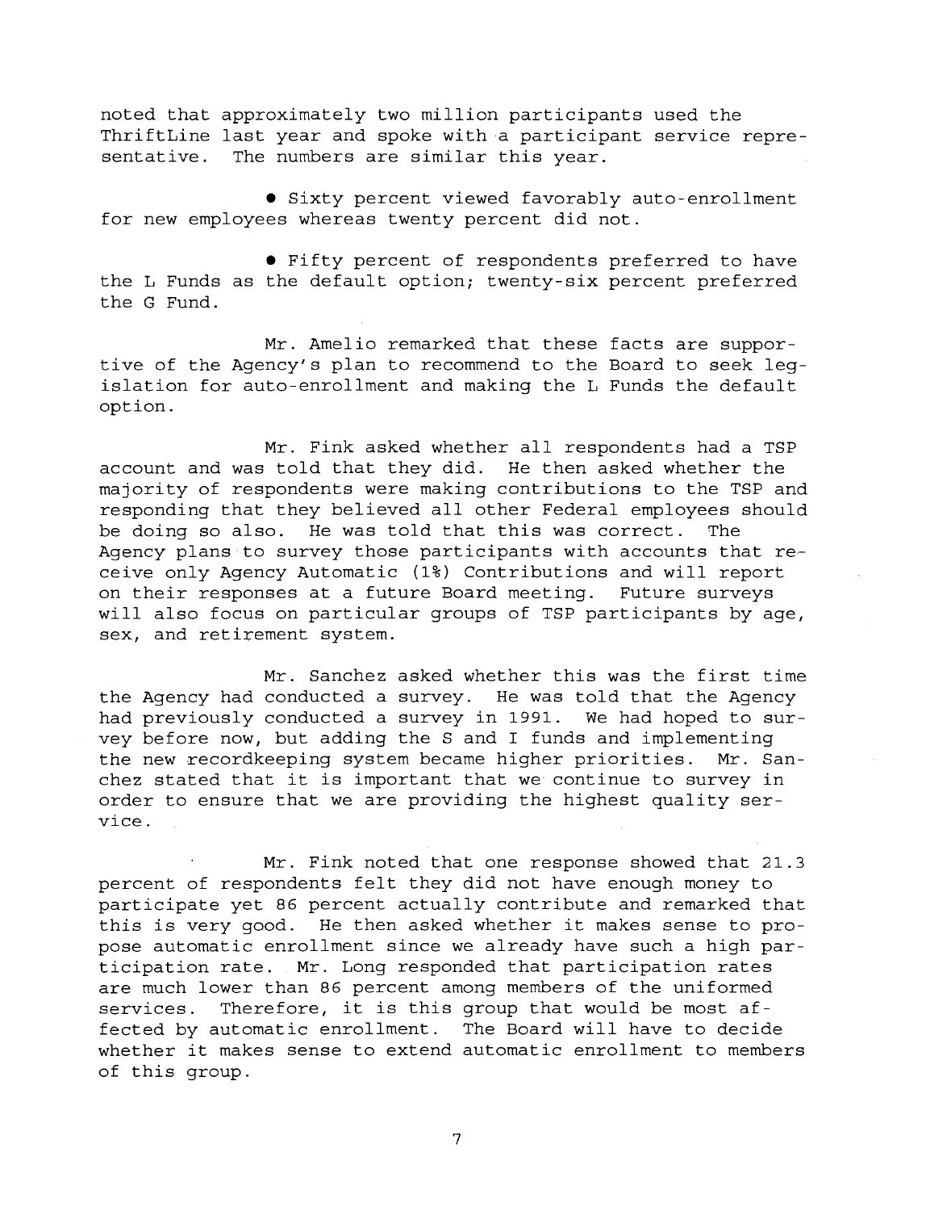noted that approximately two million participants used the ThriftLine last year and spoke with a participant service representative. The numbers are similar this year.

- Sixty percent viewed favorably auto-enrollment for new employees whereas twenty percent did not.

- Fifty percent of respondents preferred to have the L Funds as the default option; twenty-six percent preferred the G Fund.

Mr. Amelio remarked that these facts are supportive of the Agency's plan to recommend to the Board to seek legislation for auto-enrollment and making the L Funds the default option.

Mr. Fink asked whether all respondents had a TSP account and was told that they did. He then asked whether the majority of respondents were making contributions to the TSP and responding that they believed all other Federal employees should be doing so also. He was told that this was correct. The Agency plans to survey those participants with accounts that receive only Agency Automatic (1%) Contributions and will report on their responses at a future Board meeting. Future surveys will also focus on particular groups of TSP participants by age, sex, and retirement system.

Mr. Sanchez asked whether this was the first time the Agency had conducted a survey. He was told that the Agency had previously conducted a survey in 1991. We had hoped to survey before now, but adding the S and I funds and implementing the new recordkeeping system became higher priorities. Mr. Sanchez stated that it is important that we continue to survey in order to ensure that we are providing the highest quality service.

Mr. Fink noted that one response showed that 21.3 percent of respondents felt they did not have enough money to participate yet 86 percent actually contribute and remarked that this is very good. He then asked whether it makes sense to propose automatic enrollment since we already have such a high participation rate. Mr. Long responded that participation rates are much lower than 86 percent among members of the uniformed services. Therefore, it is this group that would be most affected by automatic enrollment. The Board will have to decide whether it makes sense to extend automatic enrollment to members of this group.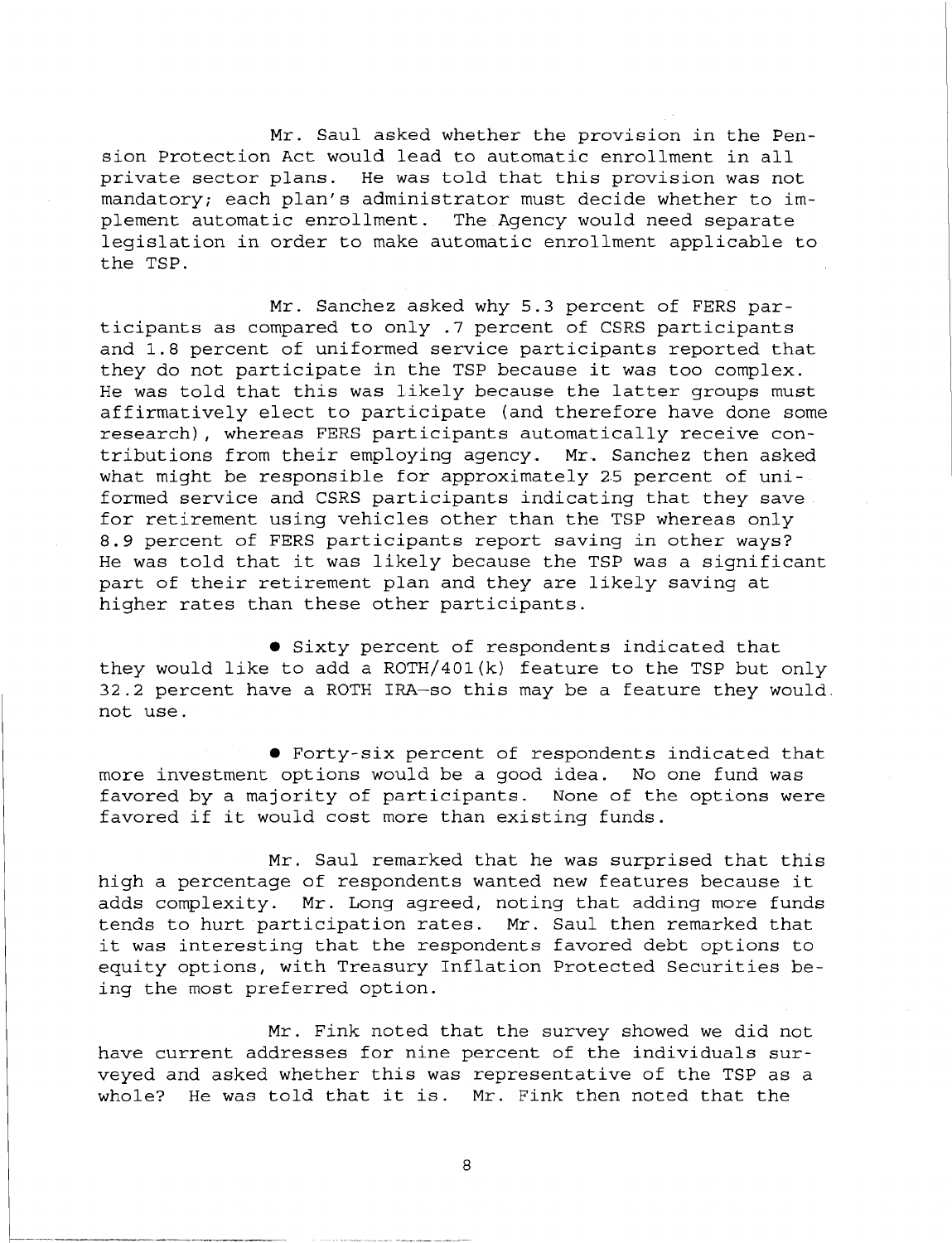Mr. Saul asked whether the provision in the Pension Protection Act would lead to automatic enrollment in all private sector plans. He was told that this provision was not mandatory; each plan's administrator must decide whether to implement automatic enrollment. The Agency would need separate legislation in order to make automatic enrollment applicable to the TSP.

Mr. Sanchez asked why 5.3 percent of FERS participants as compared to only .7 percent of CSRS participants and 1.8 percent of uniformed service participants reported that they do not participate in the TSP because it was too complex. He was told that this was likely because the latter groups must affirmatively elect to participate (and therefore have done some research), whereas FERS participants automatically receive contributions from their employing agency. Mr. Sanchez then asked what might be responsible for approximately 25 percent of uniformed service and CSRS participants indicating that they save for retirement using vehicles other than the TSP whereas only 8.9 percent of FERS participants report saving in other ways? He was told that it was likely because the TSP was a significant part of their retirement plan and they are likely saving at higher rates than these other participants.

- Sixty percent of respondents indicated that they would like to add a ROTH/401(k) feature to the TSP but only 32.2 percent have a ROTH IRA—so this may be a feature they would not use.

- Forty-six percent of respondents indicated that more investment options would be a good idea. No one fund was favored by a majority of participants. None of the options were favored if it would cost more than existing funds.

Mr. Saul remarked that he was surprised that this high a percentage of respondents wanted new features because it adds complexity. Mr. Long agreed, noting that adding more funds tends to hurt participation rates. Mr. Saul then remarked that it was interesting that the respondents favored debt options to equity options, with Treasury Inflation Protected Securities being the most preferred option.

Mr. Fink noted that the survey showed we did not have current addresses for nine percent of the individuals surveyed and asked whether this was representative of the TSP as a whole? He was told that it is. Mr. Fink then noted that the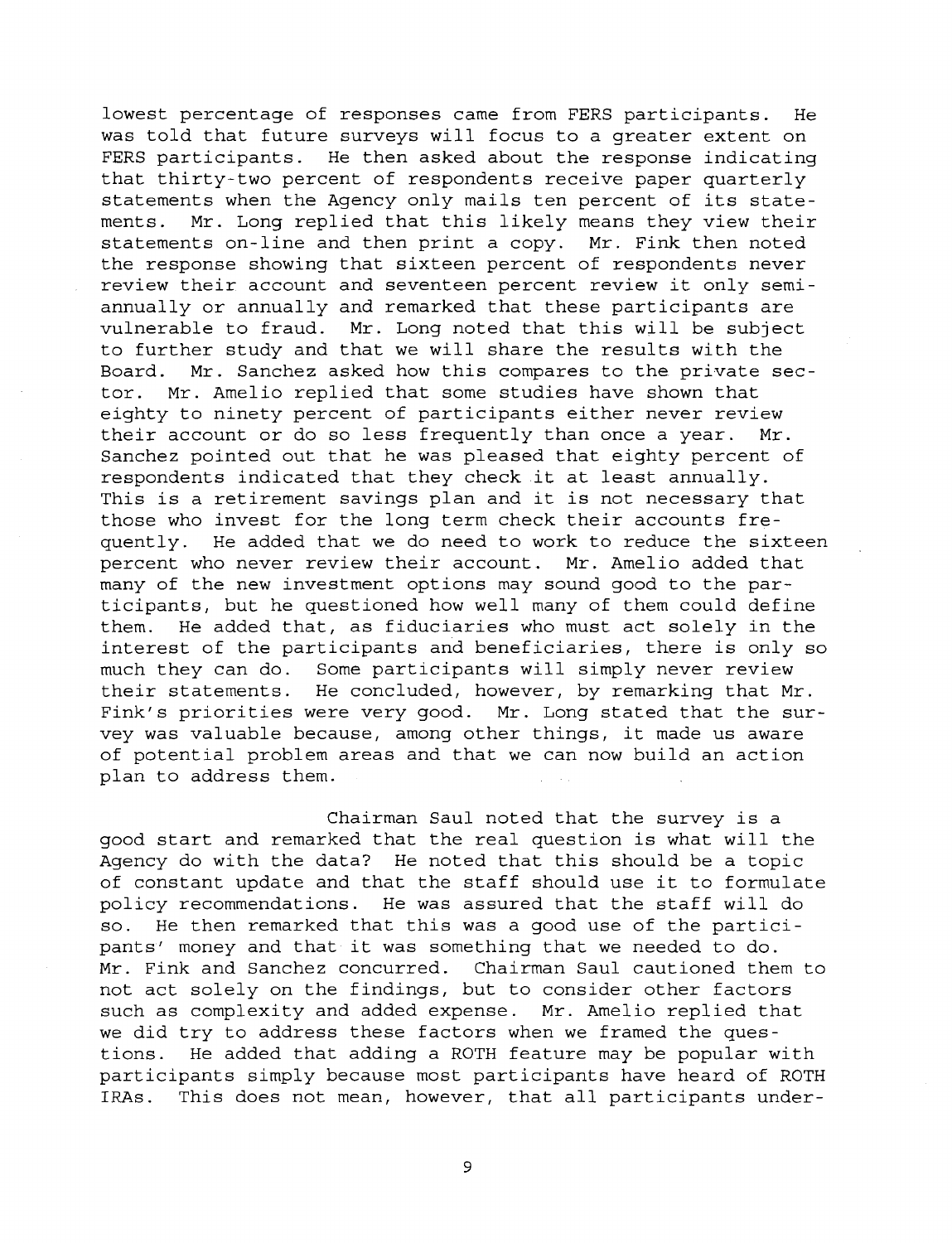lowest percentage of responses came from FERS participants. He was told that future surveys will focus to a greater extent on FERS participants. He then asked about the response indicating that thirty-two percent of respondents receive paper quarterly statements when the Agency only mails ten percent of its statements. Mr. Long replied that this likely means they view their statements on-line and then print a copy. Mr. Fink then noted the response showing that sixteen percent of respondents never review their account and seventeen percent review it only semi-annually or annually and remarked that these participants are vulnerable to fraud. Mr. Long noted that this will be subject to further study and that we will share the results with the Board. Mr. Sanchez asked how this compares to the private sector. Mr. Amelio replied that some studies have shown that eighty to ninety percent of participants either never review their account or do so less frequently than once a year. Mr. Sanchez pointed out that he was pleased that eighty percent of respondents indicated that they check it at least annually. This is a retirement savings plan and it is not necessary that those who invest for the long term check their accounts frequently. He added that we do need to work to reduce the sixteen percent who never review their account. Mr. Amelio added that many of the new investment options may sound good to the participants, but he questioned how well many of them could define them. He added that, as fiduciaries who must act solely in the interest of the participants and beneficiaries, there is only so much they can do. Some participants will simply never review their statements. He concluded, however, by remarking that Mr. Fink's priorities were very good. Mr. Long stated that the survey was valuable because, among other things, it made us aware of potential problem areas and that we can now build an action plan to address them.

Chairman Saul noted that the survey is a good start and remarked that the real question is what will the Agency do with the data? He noted that this should be a topic of constant update and that the staff should use it to formulate policy recommendations. He was assured that the staff will do so. He then remarked that this was a good use of the participants' money and that it was something that we needed to do. Mr. Fink and Sanchez concurred. Chairman Saul cautioned them to not act solely on the findings, but to consider other factors such as complexity and added expense. Mr. Amelio replied that we did try to address these factors when we framed the questions. He added that adding a ROTH feature may be popular with participants simply because most participants have heard of ROTH IRAs. This does not mean, however, that all participants under-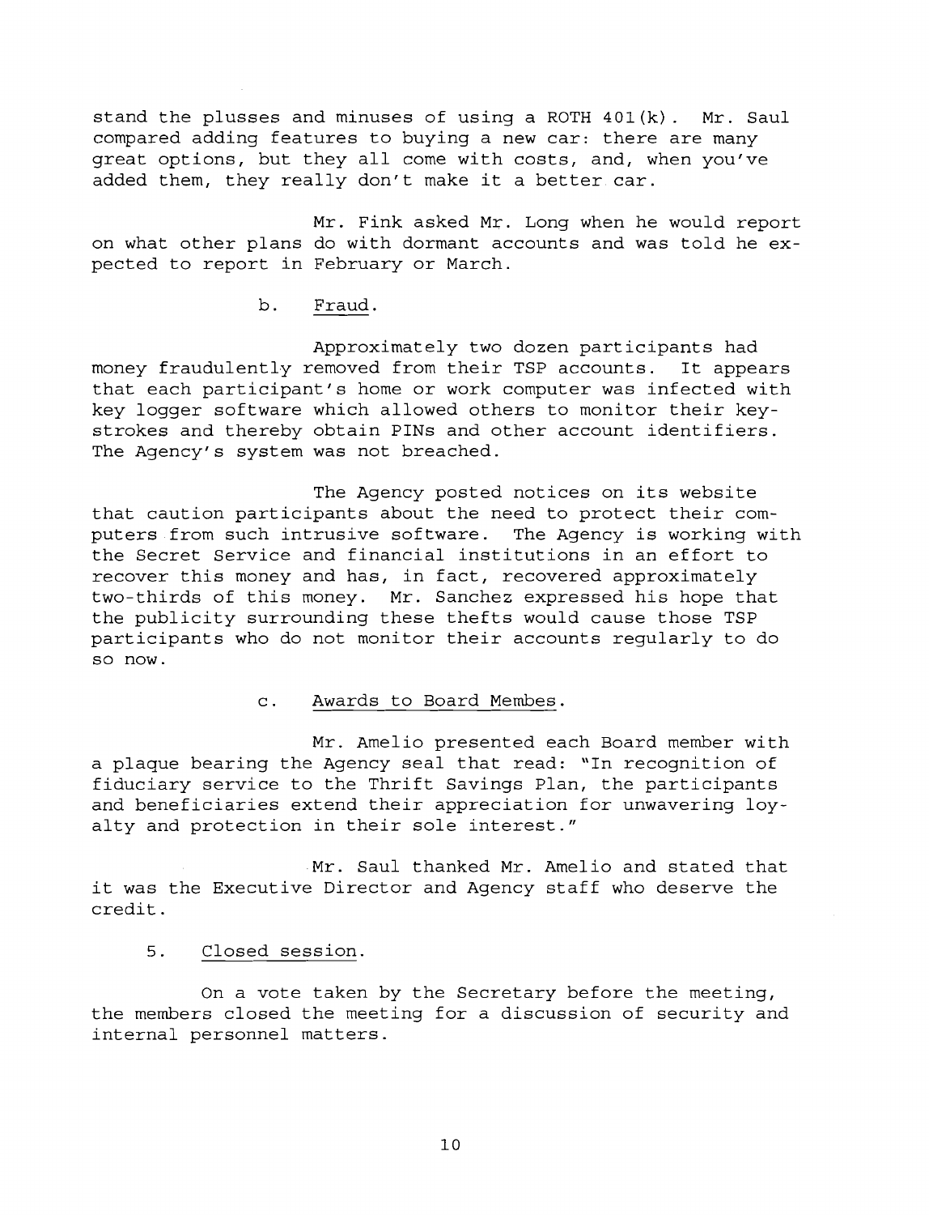stand the plusses and minuses of using a ROTH 401(k). Mr. Saul compared adding features to buying a new car: there are many great options, but they all come with costs, and, when you've added them, they really don't make it a better car.

Mr. Fink asked Mr. Long when he would report on what other plans do with dormant accounts and was told he expected to report in February or March.

b. Fraud.

Approximately two dozen participants had money fraudulently removed from their TSP accounts. It appears that each participant's home or work computer was infected with key logger software which allowed others to monitor their keystrokes and thereby obtain PINs and other account identifiers. The Agency's system was not breached.

The Agency posted notices on its website that caution participants about the need to protect their computers from such intrusive software. The Agency is working with the Secret Service and financial institutions in an effort to recover this money and has, in fact, recovered approximately two-thirds of this money. Mr. Sanchez expressed his hope that the publicity surrounding these thefts would cause those TSP participants who do not monitor their accounts regularly to do so now.

c. Awards to Board Membes.

Mr. Amelio presented each Board member with a plaque bearing the Agency seal that read: "In recognition of fiduciary service to the Thrift Savings Plan, the participants and beneficiaries extend their appreciation for unwavering loyalty and protection in their sole interest."

Mr. Saul thanked Mr. Amelio and stated that it was the Executive Director and Agency staff who deserve the credit.

5. Closed session.

On a vote taken by the Secretary before the meeting, the members closed the meeting for a discussion of security and internal personnel matters.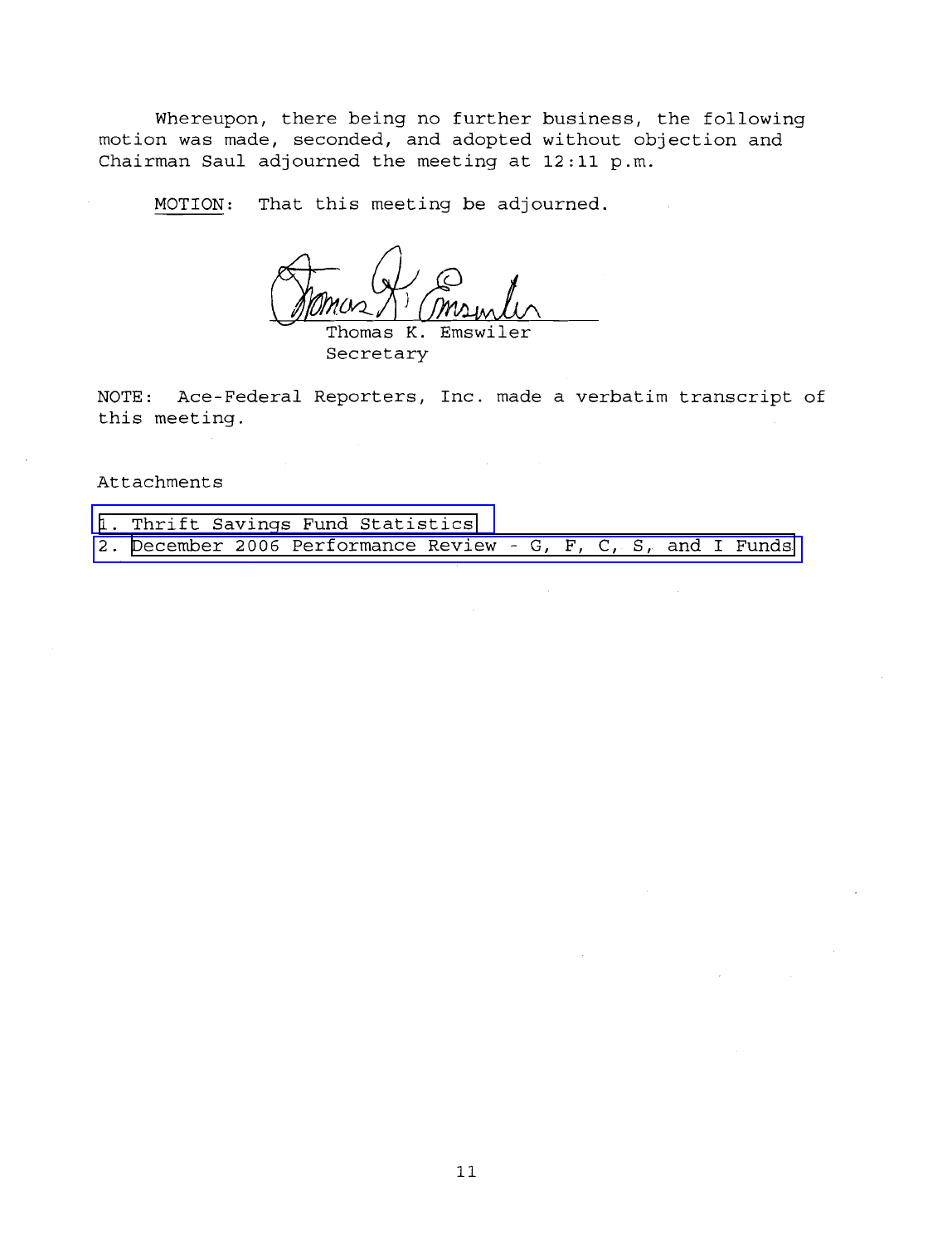Whereupon, there being no further business, the following motion was made, seconded, and adopted without objection and Chairman Saul adjourned the meeting at 12:11 p.m.

MOTION: That this meeting be adjourned.

Thomas K. Emswiler
Secretary

NOTE: Ace-Federal Reporters, Inc. made a verbatim transcript of this meeting.

Attachments

1. Thrift Savings Fund Statistics
2. December 2006 Performance Review - G, F, C, S, and I Funds